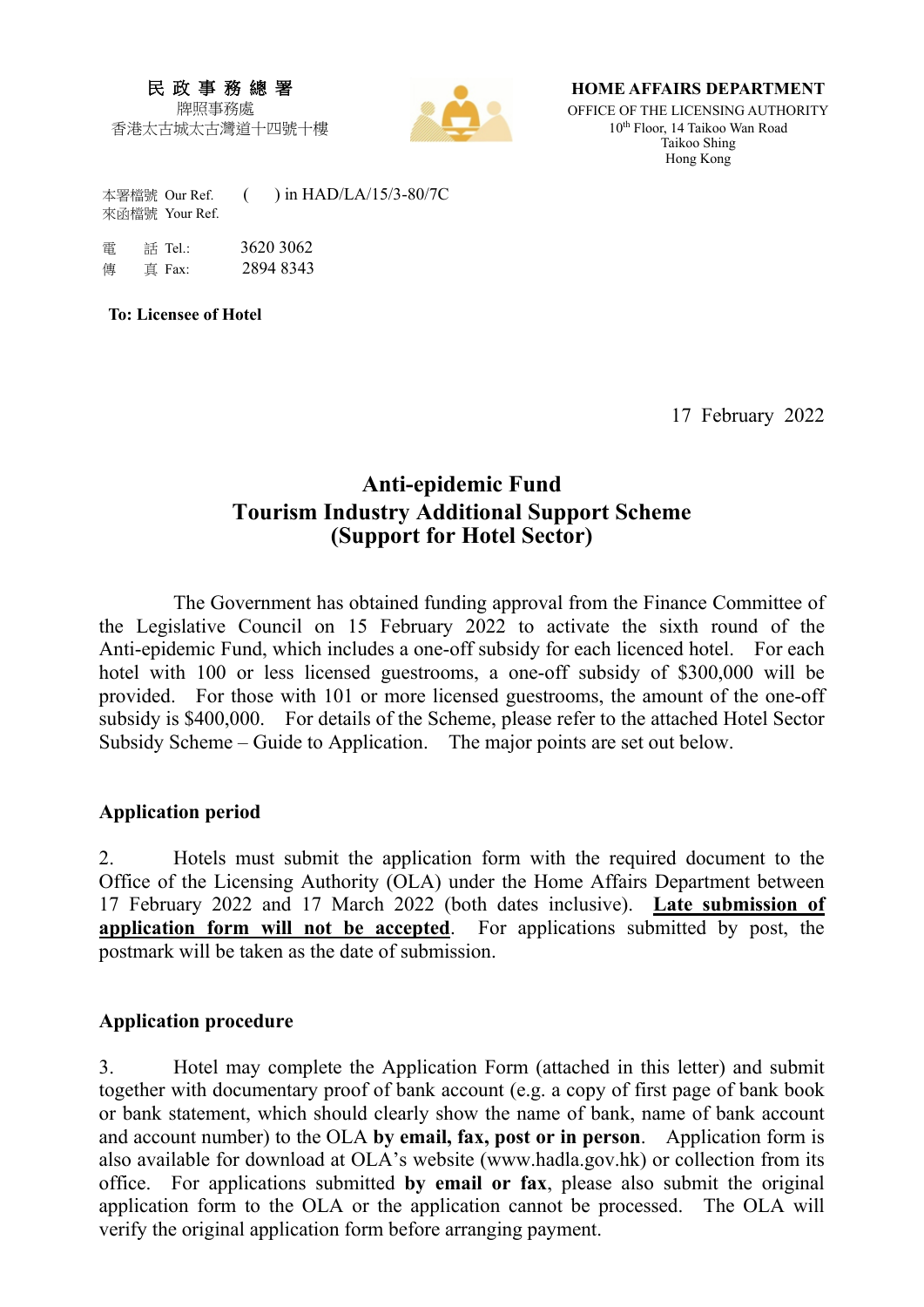**民政事務總署**
牌照事務處
香港太古城太古灣道十四號十樓

**HOME AFFAIRS DEPARTMENT**
OFFICE OF THE LICENSING AUTHORITY
10th Floor, 14 Taikoo Wan Road
Taikoo Shing
Hong Kong

本署檔號 Our Ref. ( ) in HAD/LA/15/3-80/7C
來函檔號 Your Ref.

電 話 Tel.: 3620 3062
傳 真 Fax: 2894 8343

**To: Licensee of Hotel**

17 February 2022

# Anti-epidemic Fund
# Tourism Industry Additional Support Scheme
# (Support for Hotel Sector)

The Government has obtained funding approval from the Finance Committee of the Legislative Council on 15 February 2022 to activate the sixth round of the Anti-epidemic Fund, which includes a one-off subsidy for each licenced hotel. For each hotel with 100 or less licensed guestrooms, a one-off subsidy of $300,000 will be provided. For those with 101 or more licensed guestrooms, the amount of the one-off subsidy is $400,000. For details of the Scheme, please refer to the attached Hotel Sector Subsidy Scheme – Guide to Application. The major points are set out below.

## Application period

2. Hotels must submit the application form with the required document to the Office of the Licensing Authority (OLA) under the Home Affairs Department between 17 February 2022 and 17 March 2022 (both dates inclusive). **Late submission of application form will not be accepted**. For applications submitted by post, the postmark will be taken as the date of submission.

## Application procedure

3. Hotel may complete the Application Form (attached in this letter) and submit together with documentary proof of bank account (e.g. a copy of first page of bank book or bank statement, which should clearly show the name of bank, name of bank account and account number) to the OLA **by email, fax, post or in person**. Application form is also available for download at OLA's website (www.hadla.gov.hk) or collection from its office. For applications submitted **by email or fax**, please also submit the original application form to the OLA or the application cannot be processed. The OLA will verify the original application form before arranging payment.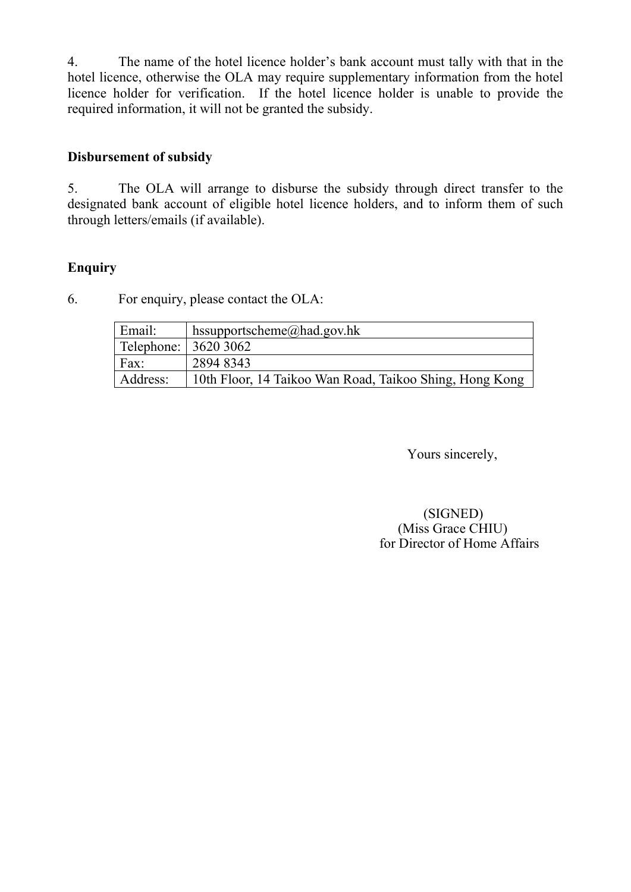4. The name of the hotel licence holder's bank account must tally with that in the hotel licence, otherwise the OLA may require supplementary information from the hotel licence holder for verification. If the hotel licence holder is unable to provide the required information, it will not be granted the subsidy.

**Disbursement of subsidy**

5. The OLA will arrange to disburse the subsidy through direct transfer to the designated bank account of eligible hotel licence holders, and to inform them of such through letters/emails (if available).

**Enquiry**

6. For enquiry, please contact the OLA:

| | |
|---|---|
| Email: | hssupportscheme@had.gov.hk |
| Telephone: | 3620 3062 |
| Fax: | 2894 8343 |
| Address: | 10th Floor, 14 Taikoo Wan Road, Taikoo Shing, Hong Kong |

Yours sincerely,

(SIGNED)
(Miss Grace CHIU)
for Director of Home Affairs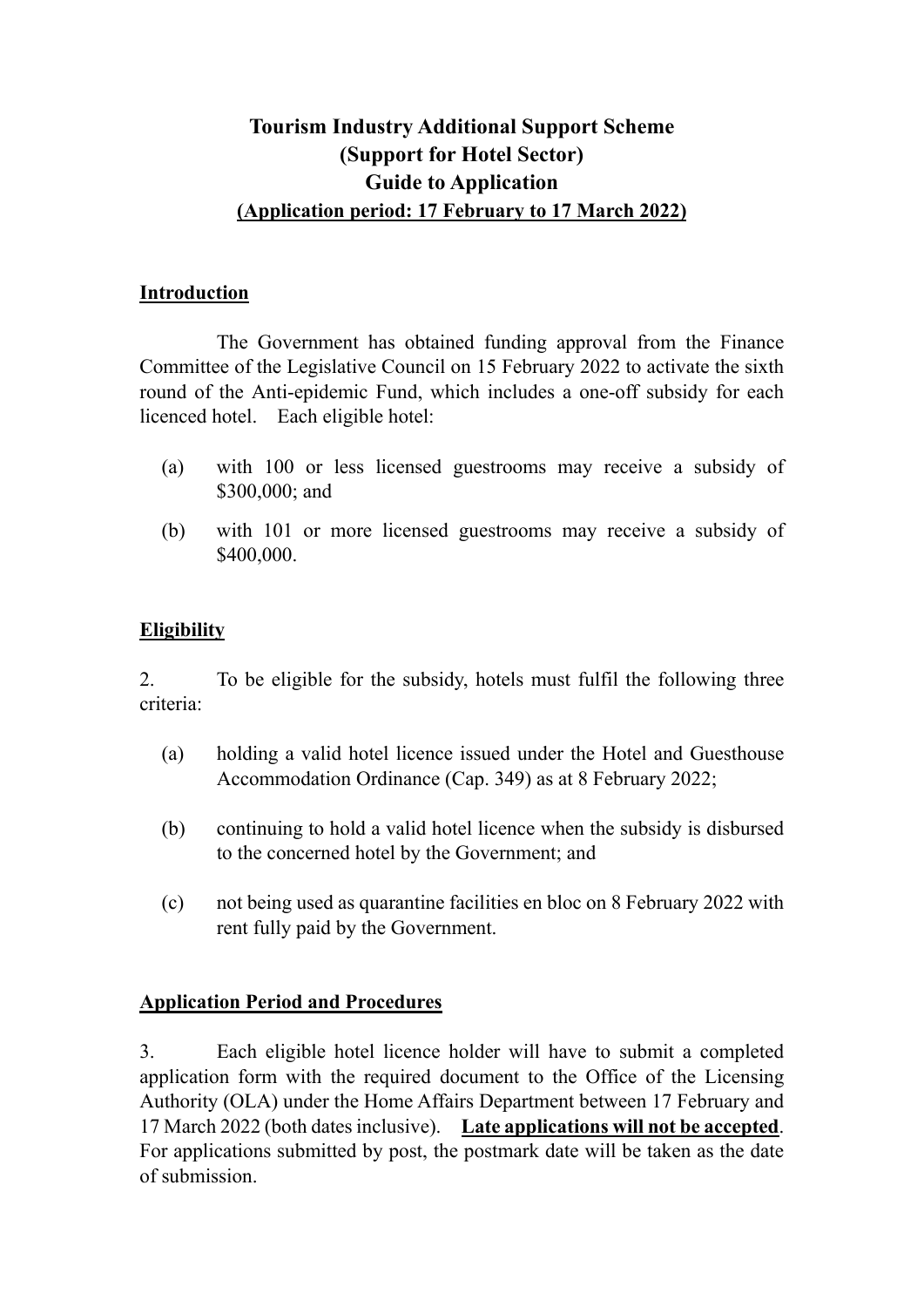# Tourism Industry Additional Support Scheme
# (Support for Hotel Sector)
# Guide to Application
# (Application period: 17 February to 17 March 2022)

## Introduction

The Government has obtained funding approval from the Finance Committee of the Legislative Council on 15 February 2022 to activate the sixth round of the Anti-epidemic Fund, which includes a one-off subsidy for each licenced hotel. Each eligible hotel:

(a) with 100 or less licensed guestrooms may receive a subsidy of $300,000; and

(b) with 101 or more licensed guestrooms may receive a subsidy of $400,000.

## Eligibility

2. To be eligible for the subsidy, hotels must fulfil the following three criteria:

(a) holding a valid hotel licence issued under the Hotel and Guesthouse Accommodation Ordinance (Cap. 349) as at 8 February 2022;

(b) continuing to hold a valid hotel licence when the subsidy is disbursed to the concerned hotel by the Government; and

(c) not being used as quarantine facilities en bloc on 8 February 2022 with rent fully paid by the Government.

## Application Period and Procedures

3. Each eligible hotel licence holder will have to submit a completed application form with the required document to the Office of the Licensing Authority (OLA) under the Home Affairs Department between 17 February and 17 March 2022 (both dates inclusive). **Late applications will not be accepted**. For applications submitted by post, the postmark date will be taken as the date of submission.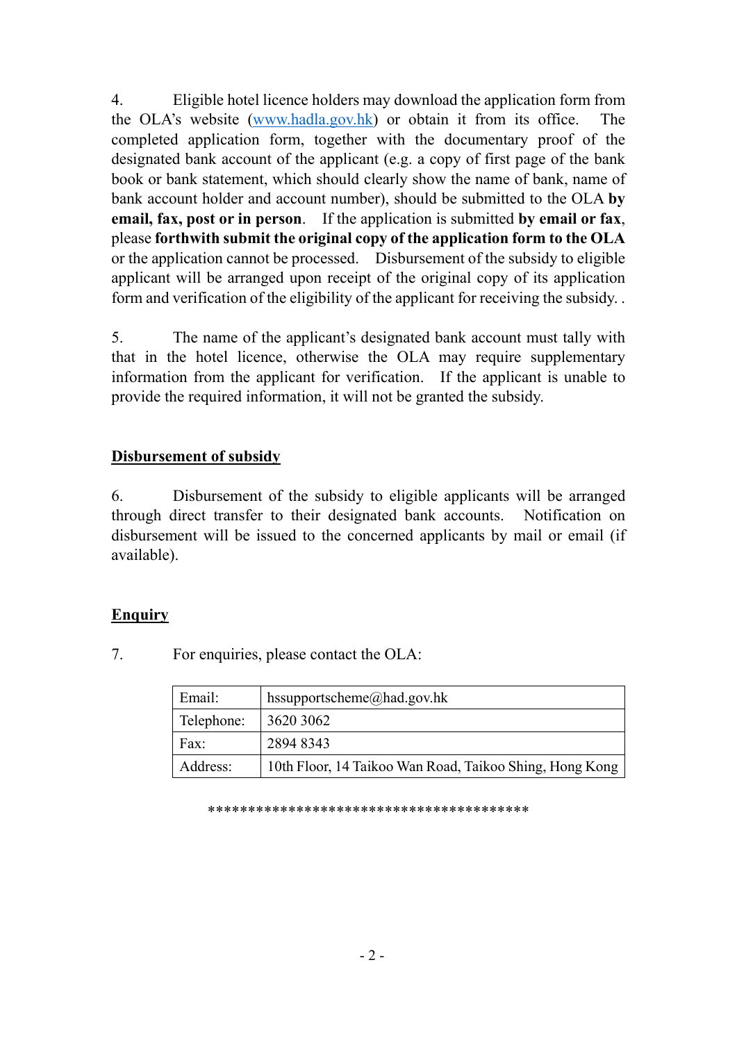4. Eligible hotel licence holders may download the application form from the OLA's website (www.hadla.gov.hk) or obtain it from its office. The completed application form, together with the documentary proof of the designated bank account of the applicant (e.g. a copy of first page of the bank book or bank statement, which should clearly show the name of bank, name of bank account holder and account number), should be submitted to the OLA **by email, fax, post or in person**. If the application is submitted **by email or fax**, please **forthwith submit the original copy of the application form to the OLA** or the application cannot be processed. Disbursement of the subsidy to eligible applicant will be arranged upon receipt of the original copy of its application form and verification of the eligibility of the applicant for receiving the subsidy. .

5. The name of the applicant's designated bank account must tally with that in the hotel licence, otherwise the OLA may require supplementary information from the applicant for verification. If the applicant is unable to provide the required information, it will not be granted the subsidy.

**<u>Disbursement of subsidy</u>**

6. Disbursement of the subsidy to eligible applicants will be arranged through direct transfer to their designated bank accounts. Notification on disbursement will be issued to the concerned applicants by mail or email (if available).

**<u>Enquiry</u>**

7. For enquiries, please contact the OLA:

| | |
|---|---|
| Email: | hssupportscheme@had.gov.hk |
| Telephone: | 3620 3062 |
| Fax: | 2894 8343 |
| Address: | 10th Floor, 14 Taikoo Wan Road, Taikoo Shing, Hong Kong |

****************************************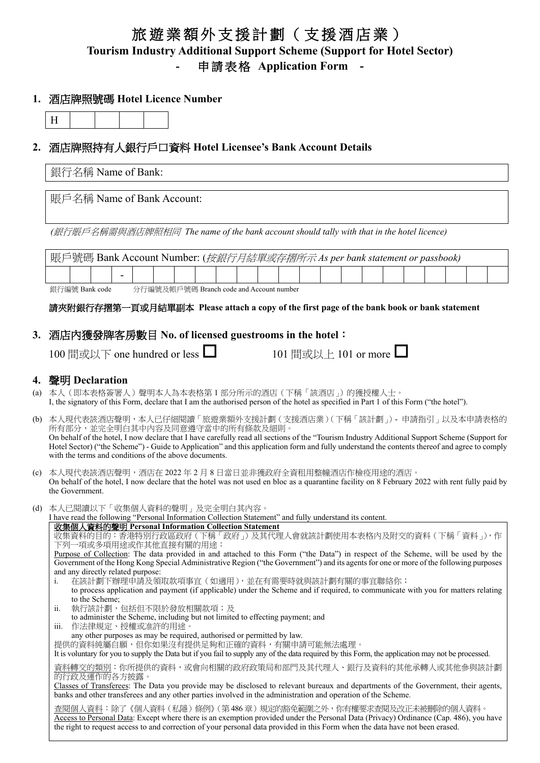# 旅遊業額外支援計劃（支援酒店業）

**Tourism Industry Additional Support Scheme (Support for Hotel Sector)**

**- 申請表格 Application Form -**

## 1. 酒店牌照號碼 Hotel Licence Number

| H | | | | |
|---|---|---|---|---|

## 2. 酒店牌照持有人銀行戶口資料 Hotel Licensee's Bank Account Details

銀行名稱 Name of Bank:

賬戶名稱 Name of Bank Account:

*(銀行賬戶名稱需與酒店牌照相同 The name of the bank account should tally with that in the hotel licence)*

賬戶號碼 Bank Account Number: (*按銀行月結單或存摺所示 As per bank statement or passbook*)

| | | | - | | | | | | | | | | | | | | | | | | | | |
|---|---|---|---|---|---|---|---|---|---|---|---|---|---|---|---|---|---|---|---|---|---|---|---|

銀行編號 Bank code　　分行編號及帳戶號碼 Branch code and Account number

**請夾附銀行存摺第一頁或月結單副本 Please attach a copy of the first page of the bank book or bank statement**

## 3. 酒店內獲發牌客房數目 No. of licensed guestrooms in the hotel：

100 間或以下 one hundred or less ☐　　101 間或以上 101 or more ☐

## 4. 聲明 Declaration

(a) 本人（即本表格簽署人）聲明本人為本表格第 1 部分所示的酒店（下稱「該酒店」）的獲授權人士。
I, the signatory of this Form, declare that I am the authorised person of the hotel as specified in Part 1 of this Form ("the hotel").

(b) 本人現代表該酒店聲明，本人已仔細閱讀「旅遊業額外支援計劃（支援酒店業）(下稱「該計劃」) - 申請指引」以及本申請表格的所有部分，並完全明白其中內容及同意遵守當中的所有條款及細則。
On behalf of the hotel, I now declare that I have carefully read all sections of the "Tourism Industry Additional Support Scheme (Support for Hotel Sector) ("the Scheme") - Guide to Application" and this application form and fully understand the contents thereof and agree to comply with the terms and conditions of the above documents.

(c) 本人現代表該酒店聲明，酒店在 2022 年 2 月 8 日當日並非獲政府全資租用整幢酒店作檢疫用途的酒店。
On behalf of the hotel, I now declare that the hotel was not used en bloc as a quarantine facility on 8 February 2022 with rent fully paid by the Government.

(d) 本人已閱讀以下「收集個人資料的聲明」及完全明白其內容。
I have read the following "Personal Information Collection Statement" and fully understand its content.

**收集個人資料的聲明 Personal Information Collection Statement**

收集資料的目的：香港特別行政區政府（下稱「政府」）及其代理人會就該計劃使用本表格內及附交的資料（下稱「資料」），作下列一項或多項用途或作其他直接有關的用途：

Purpose of Collection: The data provided in and attached to this Form ("the Data") in respect of the Scheme, will be used by the Government of the Hong Kong Special Administrative Region ("the Government") and its agents for one or more of the following purposes and any directly related purpose:

i. 在該計劃下辦理申請及領取款項事宜（如適用），並在有需要時就與該計劃有關的事宜聯絡你；
to process application and payment (if applicable) under the Scheme and if required, to communicate with you for matters relating to the Scheme;

ii. 執行該計劃，包括但不限於發放相關款項；及
to administer the Scheme, including but not limited to effecting payment; and

iii. 作法律規定、授權或准許的用途。
any other purposes as may be required, authorised or permitted by law.

提供的資料純屬自願，但你如果沒有提供足夠和正確的資料，有關申請可能無法處理。
It is voluntary for you to supply the Data but if you fail to supply any of the data required by this Form, the application may not be processed.

資料轉交的類別：你所提供的資料，或會向相關的政府政策局和部門及其代理人、銀行及資料的其他承轉人或其他參與該計劃的行政及運作的各方披露。
Classes of Transferees: The Data you provide may be disclosed to relevant bureaux and departments of the Government, their agents, banks and other transferees and any other parties involved in the administration and operation of the Scheme.

查閱個人資料：除了《個人資料（私隱）條例》（第 486 章）規定的豁免範圍之外，你有權要求查閱及改正未被刪除的個人資料。
Access to Personal Data: Except where there is an exemption provided under the Personal Data (Privacy) Ordinance (Cap. 486), you have the right to request access to and correction of your personal data provided in this Form when the data have not been erased.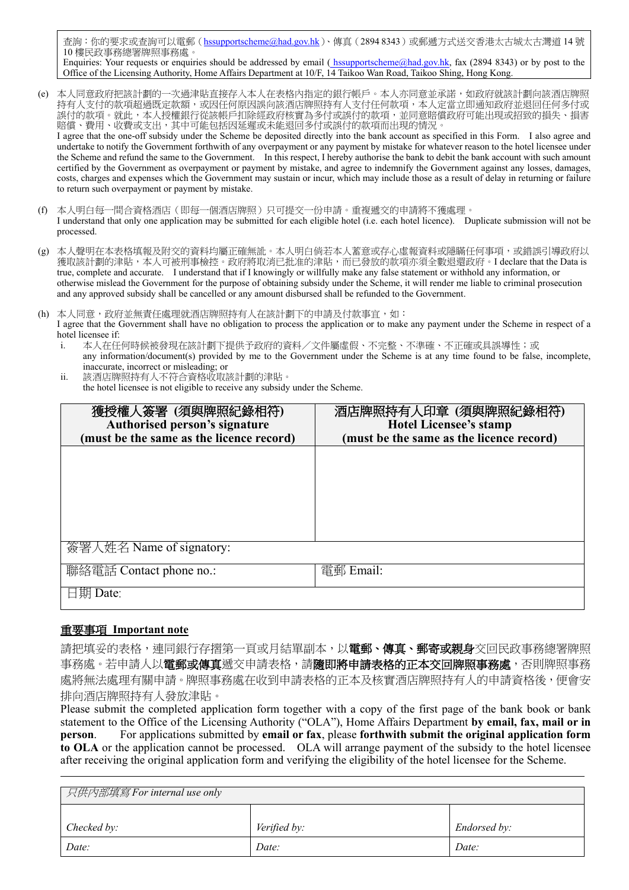查詢：你的要求或查詢可以電郵（hssupportscheme@had.gov.hk）、傳真（2894 8343）或郵遞方式送交香港太古城太古灣道 14 號 10 樓民政事務總署牌照事務處。
Enquiries: Your requests or enquiries should be addressed by email ( hssupportscheme@had.gov.hk, fax (2894 8343) or by post to the Office of the Licensing Authority, Home Affairs Department at 10/F, 14 Taikoo Wan Road, Taikoo Shing, Hong Kong.

(e) 本人同意政府把該計劃的一次過津貼直接存入本人在表格內指定的銀行帳戶。本人亦同意並承諾，如政府就該計劃向該酒店牌照持有人支付的款項超過既定款額，或因任何原因誤向該酒店牌照持有人支付任何款項，本人定當立即通知政府並退回任何多付或誤付的款項。就此，本人授權銀行從該帳戶扣除經政府核實為多付或誤付的款項，並同意賠償政府可能出現或招致的損失、損害賠償、費用、收費或支出，其中可能包括因延遲或未能退回多付或誤付的款項而出現的情況。
I agree that the one-off subsidy under the Scheme be deposited directly into the bank account as specified in this Form. I also agree and undertake to notify the Government forthwith of any overpayment or any payment by mistake for whatever reason to the hotel licensee under the Scheme and refund the same to the Government. In this respect, I hereby authorise the bank to debit the bank account with such amount certified by the Government as overpayment or payment by mistake, and agree to indemnify the Government against any losses, damages, costs, charges and expenses which the Government may sustain or incur, which may include those as a result of delay in returning or failure to return such overpayment or payment by mistake.

(f) 本人明白每一間合資格酒店（即每一個酒店牌照）只可提交一份申請。重複遞交的申請將不獲處理。
I understand that only one application may be submitted for each eligible hotel (i.e. each hotel licence). Duplicate submission will not be processed.

(g) 本人聲明在本表格填報及附交的資料均屬正確無訛。本人明白倘若本人蓄意或存心虛報資料或隱瞞任何事項，或錯誤引導政府以獲取該計劃的津貼，本人可被刑事檢控。政府將取消已批准的津貼，而已發放的款項亦須全數退還政府。I declare that the Data is true, complete and accurate. I understand that if I knowingly or willfully make any false statement or withhold any information, or otherwise mislead the Government for the purpose of obtaining subsidy under the Scheme, it will render me liable to criminal prosecution and any approved subsidy shall be cancelled or any amount disbursed shall be refunded to the Government.

(h) 本人同意，政府並無責任處理就酒店牌照持有人在該計劃下的申請及付款事宜，如：
I agree that the Government shall have no obligation to process the application or to make any payment under the Scheme in respect of a hotel licensee if:
   i. 本人在任何時候被發現在該計劃下提供予政府的資料／文件屬虛假、不完整、不準確、不正確或具誤導性；或
   any information/document(s) provided by me to the Government under the Scheme is at any time found to be false, incomplete, inaccurate, incorrect or misleading; or
   ii. 該酒店牌照持有人不符合資格收取該計劃的津貼。
   the hotel licensee is not eligible to receive any subsidy under the Scheme.

| 獲授權人簽署 (須與牌照紀錄相符) **Authorised person's signature (must be the same as the licence record)** | 酒店牌照持有人印章 (須與牌照紀錄相符) **Hotel Licensee's stamp (must be the same as the licence record)** |
|---|---|
| | |
| 簽署人姓名 Name of signatory: | |
| 聯絡電話 Contact phone no.: | 電郵 Email: |
| 日期 Date: | |

## 重要事項 Important note

請把填妥的表格，連同銀行存摺第一頁或月結單副本，以**電郵、傳真、郵寄或親身**交回民政事務總署牌照事務處。若申請人以**電郵或傳真**遞交申請表格，請**隨即將申請表格的正本交回牌照事務處**，否則牌照事務處將無法處理有關申請。牌照事務處在收到申請表格的正本及核實酒店牌照持有人的申請資格後，便會安排向酒店牌照持有人發放津貼。

Please submit the completed application form together with a copy of the first page of the bank book or bank statement to the Office of the Licensing Authority ("OLA"), Home Affairs Department **by email, fax, mail or in person**. For applications submitted by **email or fax**, please **forthwith submit the original application form to OLA** or the application cannot be processed. OLA will arrange payment of the subsidy to the hotel licensee after receiving the original application form and verifying the eligibility of the hotel licensee for the Scheme.

| *只供內部填寫 For internal use only* | | |
|---|---|---|
| *Checked by:* | *Verified by:* | *Endorsed by:* |
| *Date:* | *Date:* | *Date:* |